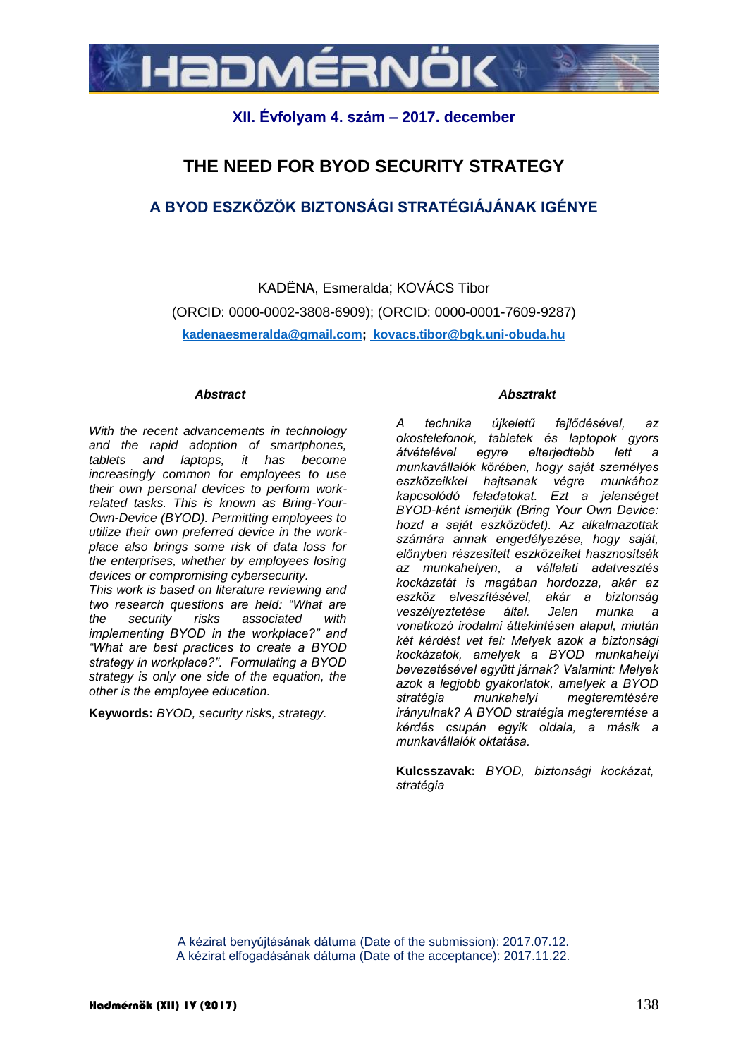XII. Évfolyam 4. szám – 2017. december

# THE NEED FOR BYOD SECURITY STRATEGY

## A BYOD ESZKÖZÖK BIZTONSÁGI STRATÉGIÁJÁNAK IGÉNYE

KADËNA, Esmeralda; KOVÁCS Tibor

(ORCID: 0000-0002-3808-6909); (ORCID: 0000-0001-7609-9287)

**kadenaesmeralda@gmail.com; kovacs.tibor@bgk.uni-obuda.hu**

### *Abstract*

*With the recent advancements in technology and the rapid adoption of smartphones, tablets and laptops, it has become increasingly common for employees to use their own personal devices to perform work-related tasks. This is known as Bring-Your-Own-Device (BYOD). Permitting employees to utilize their own preferred device in the work-place also brings some risk of data loss for the enterprises, whether by employees losing devices or compromising cybersecurity.*

*This work is based on literature reviewing and two research questions are held: "What are the security risks associated with implementing BYOD in the workplace?" and "What are best practices to create a BYOD strategy in workplace?". Formulating a BYOD strategy is only one side of the equation, the other is the employee education.*

**Keywords:** *BYOD, security risks, strategy.*

### *Absztrakt*

*A technika újkeletű fejlődésével, az okostelefonok, tabletek és laptopok gyors átvételével egyre elterjedtebb lett a munkavállalók körében, hogy saját személyes eszközeikkel hajtsanak végre munkához kapcsolódó feladatokat. Ezt a jelenséget BYOD-ként ismerjük (Bring Your Own Device: hozd a saját eszközödet). Az alkalmazottak számára annak engedélyezése, hogy saját, előnyben részesített eszközeiket hasznosítsák az munkahelyen, a vállalati adatvesztés kockázatát is magában hordozza, akár az eszköz elveszítésével, akár a biztonság veszélyeztetése által. Jelen munka a vonatkozó irodalmi áttekintésen alapul, miután két kérdést vet fel: Melyek azok a biztonsági kockázatok, amelyek a BYOD munkahelyi bevezetésével együtt járnak? Valamint: Melyek azok a legjobb gyakorlatok, amelyek a BYOD stratégia munkahelyi megteremtésére irányulnak? A BYOD stratégia megteremtése a kérdés csupán egyik oldala, a másik a munkavállalók oktatása.*

**Kulcsszavak:** *BYOD, biztonsági kockázat, stratégia*

A kézirat benyújtásának dátuma (Date of the submission): 2017.07.12.
A kézirat elfogadásának dátuma (Date of the acceptance): 2017.11.22.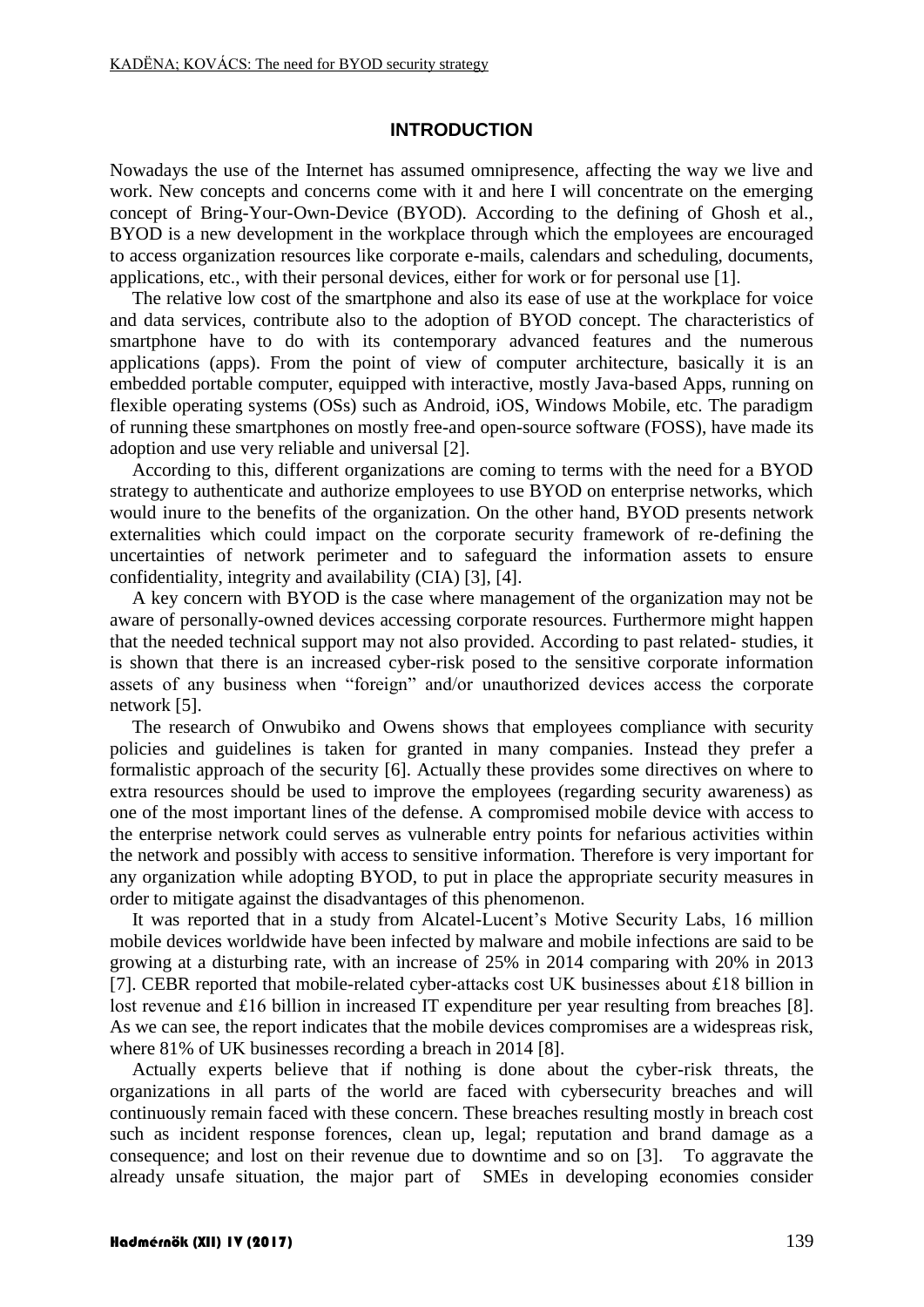## INTRODUCTION

Nowadays the use of the Internet has assumed omnipresence, affecting the way we live and work. New concepts and concerns come with it and here I will concentrate on the emerging concept of Bring-Your-Own-Device (BYOD). According to the defining of Ghosh et al., BYOD is a new development in the workplace through which the employees are encouraged to access organization resources like corporate e-mails, calendars and scheduling, documents, applications, etc., with their personal devices, either for work or for personal use [1].

The relative low cost of the smartphone and also its ease of use at the workplace for voice and data services, contribute also to the adoption of BYOD concept. The characteristics of smartphone have to do with its contemporary advanced features and the numerous applications (apps). From the point of view of computer architecture, basically it is an embedded portable computer, equipped with interactive, mostly Java-based Apps, running on flexible operating systems (OSs) such as Android, iOS, Windows Mobile, etc. The paradigm of running these smartphones on mostly free-and open-source software (FOSS), have made its adoption and use very reliable and universal [2].

According to this, different organizations are coming to terms with the need for a BYOD strategy to authenticate and authorize employees to use BYOD on enterprise networks, which would inure to the benefits of the organization. On the other hand, BYOD presents network externalities which could impact on the corporate security framework of re-defining the uncertainties of network perimeter and to safeguard the information assets to ensure confidentiality, integrity and availability (CIA) [3], [4].

A key concern with BYOD is the case where management of the organization may not be aware of personally-owned devices accessing corporate resources. Furthermore might happen that the needed technical support may not also provided. According to past related- studies, it is shown that there is an increased cyber-risk posed to the sensitive corporate information assets of any business when "foreign" and/or unauthorized devices access the corporate network [5].

The research of Onwubiko and Owens shows that employees compliance with security policies and guidelines is taken for granted in many companies. Instead they prefer a formalistic approach of the security [6]. Actually these provides some directives on where to extra resources should be used to improve the employees (regarding security awareness) as one of the most important lines of the defense. A compromised mobile device with access to the enterprise network could serves as vulnerable entry points for nefarious activities within the network and possibly with access to sensitive information. Therefore is very important for any organization while adopting BYOD, to put in place the appropriate security measures in order to mitigate against the disadvantages of this phenomenon.

It was reported that in a study from Alcatel-Lucent's Motive Security Labs, 16 million mobile devices worldwide have been infected by malware and mobile infections are said to be growing at a disturbing rate, with an increase of 25% in 2014 comparing with 20% in 2013 [7]. CEBR reported that mobile-related cyber-attacks cost UK businesses about £18 billion in lost revenue and £16 billion in increased IT expenditure per year resulting from breaches [8]. As we can see, the report indicates that the mobile devices compromises are a widespreas risk, where 81% of UK businesses recording a breach in 2014 [8].

Actually experts believe that if nothing is done about the cyber-risk threats, the organizations in all parts of the world are faced with cybersecurity breaches and will continuously remain faced with these concern. These breaches resulting mostly in breach cost such as incident response forences, clean up, legal; reputation and brand damage as a consequence; and lost on their revenue due to downtime and so on [3]. To aggravate the already unsafe situation, the major part of SMEs in developing economies consider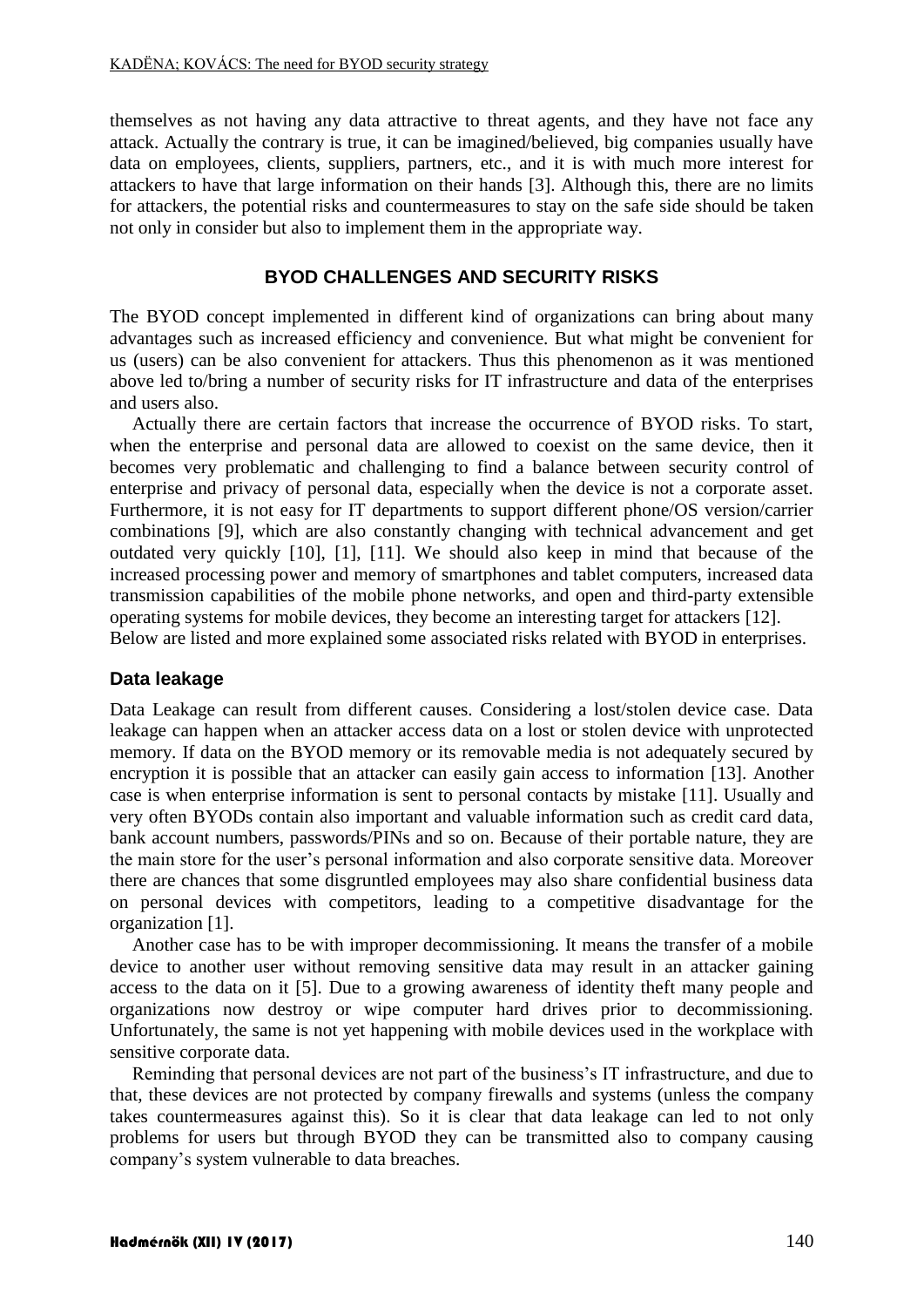themselves as not having any data attractive to threat agents, and they have not face any attack. Actually the contrary is true, it can be imagined/believed, big companies usually have data on employees, clients, suppliers, partners, etc., and it is with much more interest for attackers to have that large information on their hands [3]. Although this, there are no limits for attackers, the potential risks and countermeasures to stay on the safe side should be taken not only in consider but also to implement them in the appropriate way.

## BYOD CHALLENGES AND SECURITY RISKS

The BYOD concept implemented in different kind of organizations can bring about many advantages such as increased efficiency and convenience. But what might be convenient for us (users) can be also convenient for attackers. Thus this phenomenon as it was mentioned above led to/bring a number of security risks for IT infrastructure and data of the enterprises and users also.

Actually there are certain factors that increase the occurrence of BYOD risks. To start, when the enterprise and personal data are allowed to coexist on the same device, then it becomes very problematic and challenging to find a balance between security control of enterprise and privacy of personal data, especially when the device is not a corporate asset. Furthermore, it is not easy for IT departments to support different phone/OS version/carrier combinations [9], which are also constantly changing with technical advancement and get outdated very quickly [10], [1], [11]. We should also keep in mind that because of the increased processing power and memory of smartphones and tablet computers, increased data transmission capabilities of the mobile phone networks, and open and third-party extensible operating systems for mobile devices, they become an interesting target for attackers [12]. Below are listed and more explained some associated risks related with BYOD in enterprises.

### Data leakage

Data Leakage can result from different causes. Considering a lost/stolen device case. Data leakage can happen when an attacker access data on a lost or stolen device with unprotected memory. If data on the BYOD memory or its removable media is not adequately secured by encryption it is possible that an attacker can easily gain access to information [13]. Another case is when enterprise information is sent to personal contacts by mistake [11]. Usually and very often BYODs contain also important and valuable information such as credit card data, bank account numbers, passwords/PINs and so on. Because of their portable nature, they are the main store for the user's personal information and also corporate sensitive data. Moreover there are chances that some disgruntled employees may also share confidential business data on personal devices with competitors, leading to a competitive disadvantage for the organization [1].

Another case has to be with improper decommissioning. It means the transfer of a mobile device to another user without removing sensitive data may result in an attacker gaining access to the data on it [5]. Due to a growing awareness of identity theft many people and organizations now destroy or wipe computer hard drives prior to decommissioning. Unfortunately, the same is not yet happening with mobile devices used in the workplace with sensitive corporate data.

Reminding that personal devices are not part of the business's IT infrastructure, and due to that, these devices are not protected by company firewalls and systems (unless the company takes countermeasures against this). So it is clear that data leakage can led to not only problems for users but through BYOD they can be transmitted also to company causing company's system vulnerable to data breaches.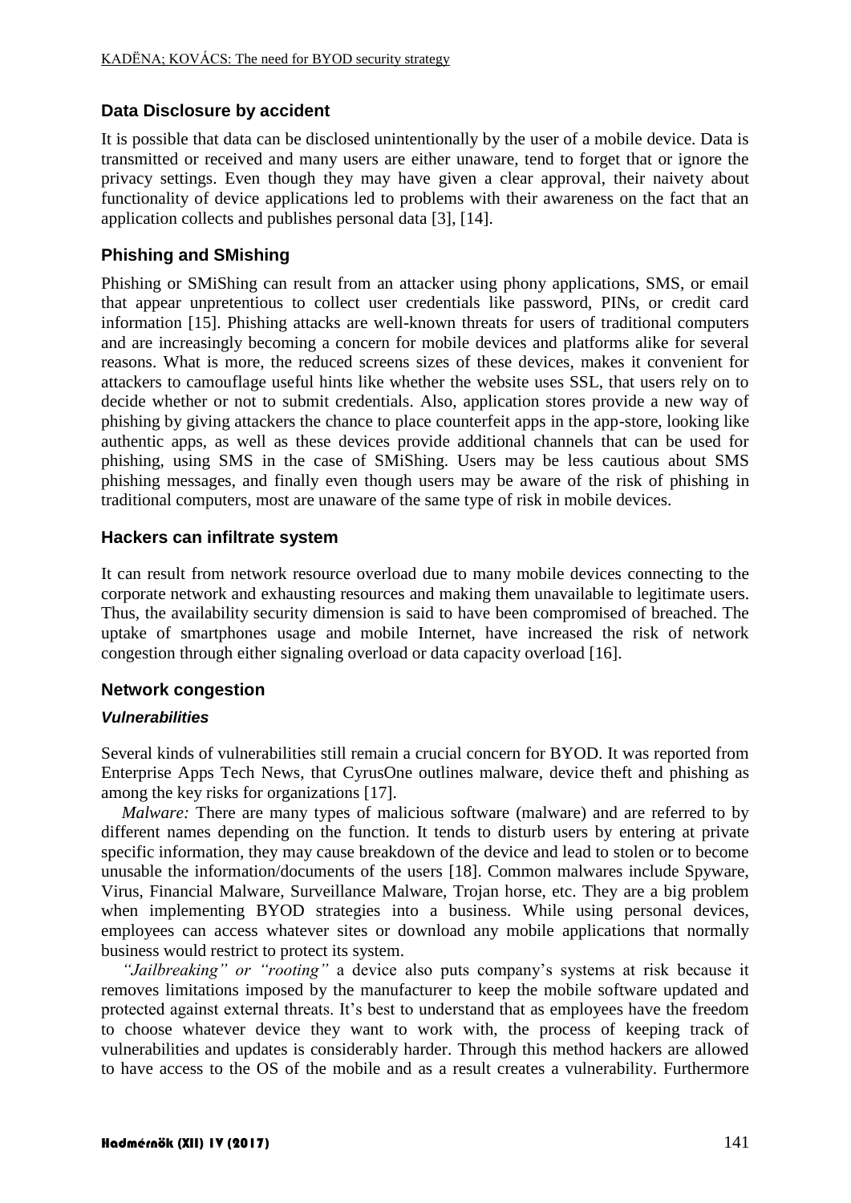## Data Disclosure by accident

It is possible that data can be disclosed unintentionally by the user of a mobile device. Data is transmitted or received and many users are either unaware, tend to forget that or ignore the privacy settings. Even though they may have given a clear approval, their naivety about functionality of device applications led to problems with their awareness on the fact that an application collects and publishes personal data [3], [14].

## Phishing and SMishing

Phishing or SMiShing can result from an attacker using phony applications, SMS, or email that appear unpretentious to collect user credentials like password, PINs, or credit card information [15]. Phishing attacks are well-known threats for users of traditional computers and are increasingly becoming a concern for mobile devices and platforms alike for several reasons. What is more, the reduced screens sizes of these devices, makes it convenient for attackers to camouflage useful hints like whether the website uses SSL, that users rely on to decide whether or not to submit credentials. Also, application stores provide a new way of phishing by giving attackers the chance to place counterfeit apps in the app-store, looking like authentic apps, as well as these devices provide additional channels that can be used for phishing, using SMS in the case of SMiShing. Users may be less cautious about SMS phishing messages, and finally even though users may be aware of the risk of phishing in traditional computers, most are unaware of the same type of risk in mobile devices.

## Hackers can infiltrate system

It can result from network resource overload due to many mobile devices connecting to the corporate network and exhausting resources and making them unavailable to legitimate users. Thus, the availability security dimension is said to have been compromised of breached. The uptake of smartphones usage and mobile Internet, have increased the risk of network congestion through either signaling overload or data capacity overload [16].

## Network congestion

### *Vulnerabilities*

Several kinds of vulnerabilities still remain a crucial concern for BYOD. It was reported from Enterprise Apps Tech News, that CyrusOne outlines malware, device theft and phishing as among the key risks for organizations [17].

*Malware:* There are many types of malicious software (malware) and are referred to by different names depending on the function. It tends to disturb users by entering at private specific information, they may cause breakdown of the device and lead to stolen or to become unusable the information/documents of the users [18]. Common malwares include Spyware, Virus, Financial Malware, Surveillance Malware, Trojan horse, etc. They are a big problem when implementing BYOD strategies into a business. While using personal devices, employees can access whatever sites or download any mobile applications that normally business would restrict to protect its system.

*"Jailbreaking" or "rooting"* a device also puts company's systems at risk because it removes limitations imposed by the manufacturer to keep the mobile software updated and protected against external threats. It's best to understand that as employees have the freedom to choose whatever device they want to work with, the process of keeping track of vulnerabilities and updates is considerably harder. Through this method hackers are allowed to have access to the OS of the mobile and as a result creates a vulnerability. Furthermore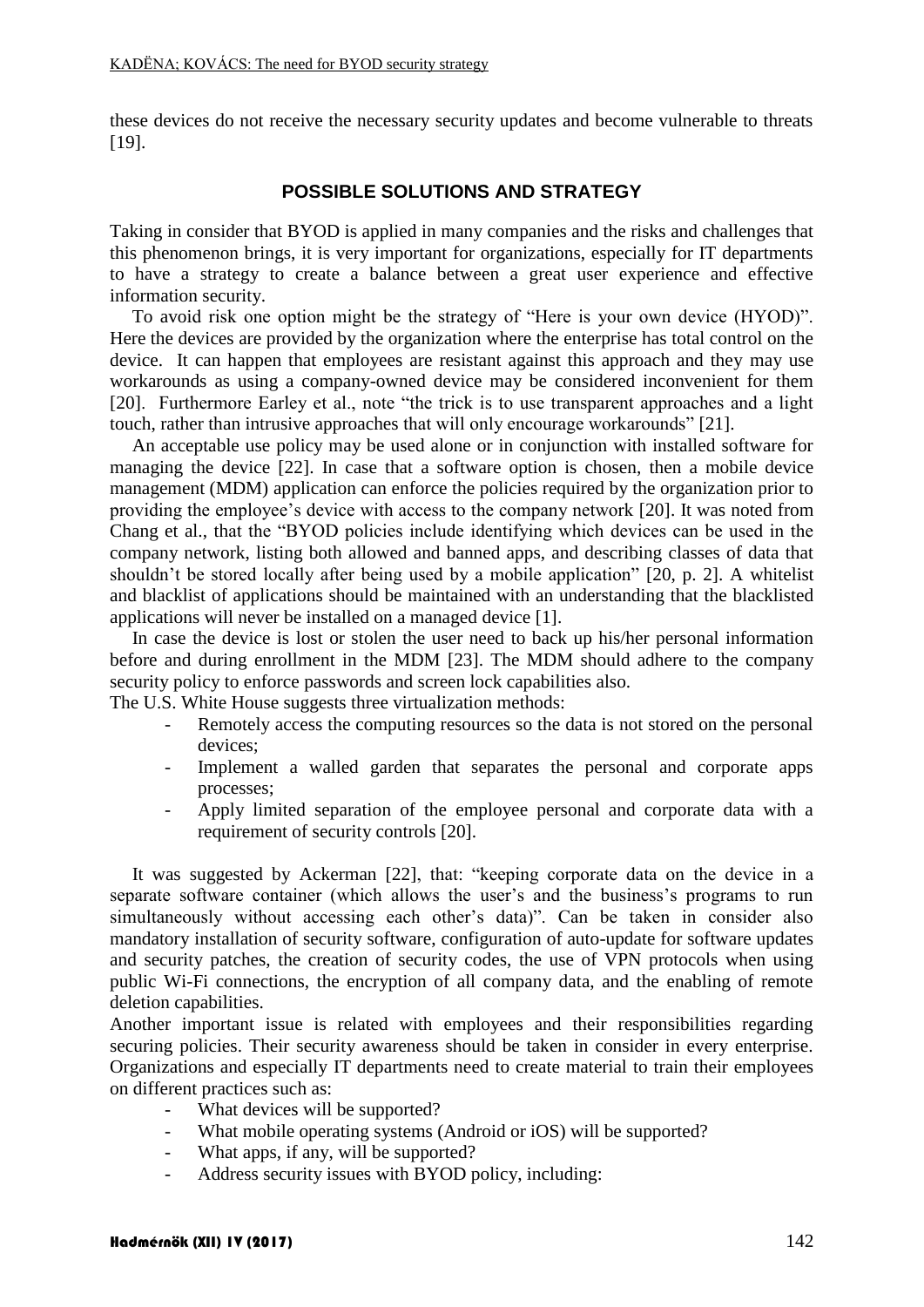these devices do not receive the necessary security updates and become vulnerable to threats [19].

## POSSIBLE SOLUTIONS AND STRATEGY

Taking in consider that BYOD is applied in many companies and the risks and challenges that this phenomenon brings, it is very important for organizations, especially for IT departments to have a strategy to create a balance between a great user experience and effective information security.

To avoid risk one option might be the strategy of "Here is your own device (HYOD)". Here the devices are provided by the organization where the enterprise has total control on the device. It can happen that employees are resistant against this approach and they may use workarounds as using a company-owned device may be considered inconvenient for them [20]. Furthermore Earley et al., note "the trick is to use transparent approaches and a light touch, rather than intrusive approaches that will only encourage workarounds" [21].

An acceptable use policy may be used alone or in conjunction with installed software for managing the device [22]. In case that a software option is chosen, then a mobile device management (MDM) application can enforce the policies required by the organization prior to providing the employee's device with access to the company network [20]. It was noted from Chang et al., that the "BYOD policies include identifying which devices can be used in the company network, listing both allowed and banned apps, and describing classes of data that shouldn't be stored locally after being used by a mobile application" [20, p. 2]. A whitelist and blacklist of applications should be maintained with an understanding that the blacklisted applications will never be installed on a managed device [1].

In case the device is lost or stolen the user need to back up his/her personal information before and during enrollment in the MDM [23]. The MDM should adhere to the company security policy to enforce passwords and screen lock capabilities also.

The U.S. White House suggests three virtualization methods:

- Remotely access the computing resources so the data is not stored on the personal devices;
- Implement a walled garden that separates the personal and corporate apps processes;
- Apply limited separation of the employee personal and corporate data with a requirement of security controls [20].

It was suggested by Ackerman [22], that: "keeping corporate data on the device in a separate software container (which allows the user's and the business's programs to run simultaneously without accessing each other's data)". Can be taken in consider also mandatory installation of security software, configuration of auto-update for software updates and security patches, the creation of security codes, the use of VPN protocols when using public Wi-Fi connections, the encryption of all company data, and the enabling of remote deletion capabilities.

Another important issue is related with employees and their responsibilities regarding securing policies. Their security awareness should be taken in consider in every enterprise. Organizations and especially IT departments need to create material to train their employees on different practices such as:

- What devices will be supported?
- What mobile operating systems (Android or iOS) will be supported?
- What apps, if any, will be supported?
- Address security issues with BYOD policy, including: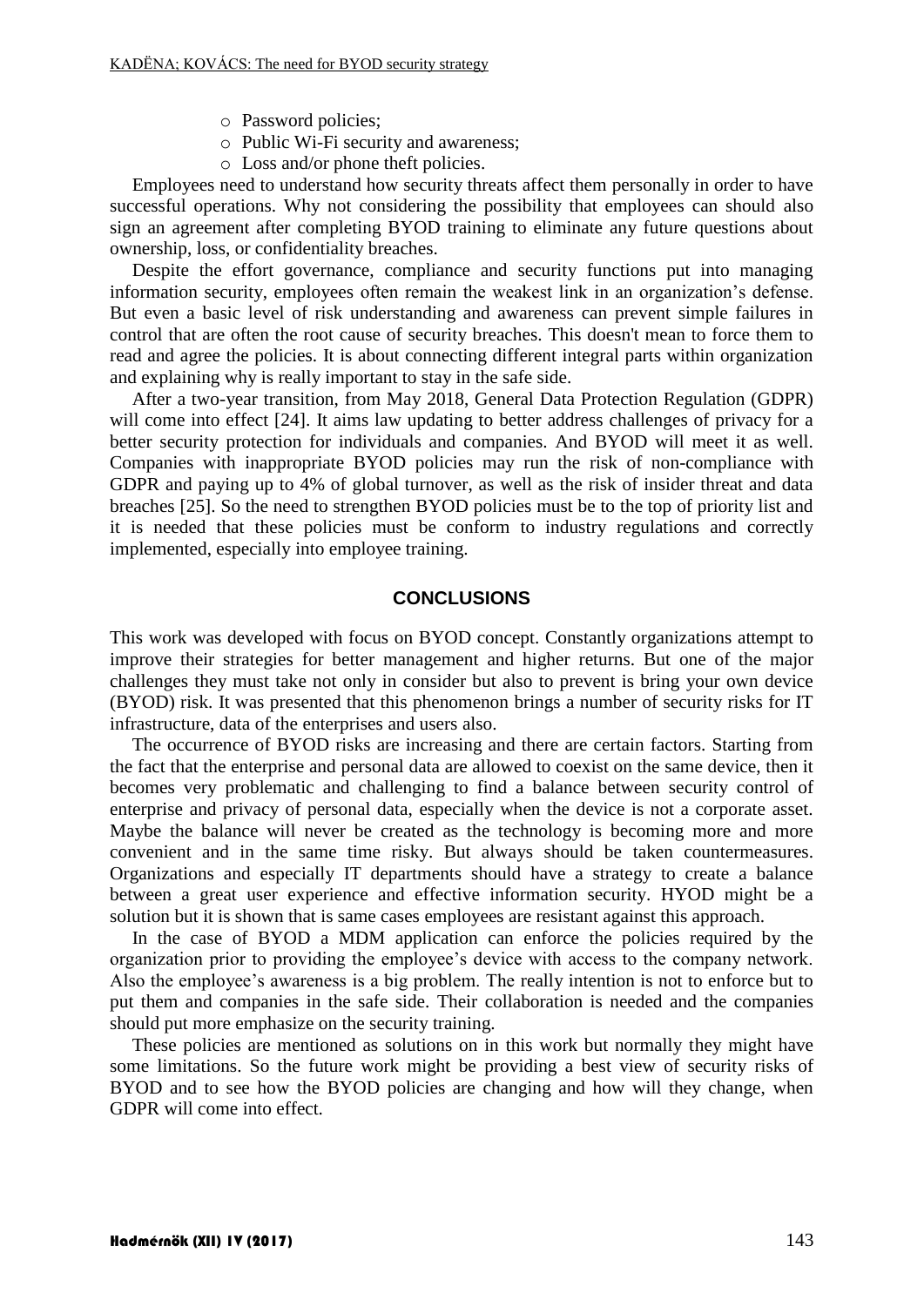- Password policies;
- Public Wi-Fi security and awareness;
- Loss and/or phone theft policies.

Employees need to understand how security threats affect them personally in order to have successful operations. Why not considering the possibility that employees can should also sign an agreement after completing BYOD training to eliminate any future questions about ownership, loss, or confidentiality breaches.

Despite the effort governance, compliance and security functions put into managing information security, employees often remain the weakest link in an organization's defense. But even a basic level of risk understanding and awareness can prevent simple failures in control that are often the root cause of security breaches. This doesn't mean to force them to read and agree the policies. It is about connecting different integral parts within organization and explaining why is really important to stay in the safe side.

After a two-year transition, from May 2018, General Data Protection Regulation (GDPR) will come into effect [24]. It aims law updating to better address challenges of privacy for a better security protection for individuals and companies. And BYOD will meet it as well. Companies with inappropriate BYOD policies may run the risk of non-compliance with GDPR and paying up to 4% of global turnover, as well as the risk of insider threat and data breaches [25]. So the need to strengthen BYOD policies must be to the top of priority list and it is needed that these policies must be conform to industry regulations and correctly implemented, especially into employee training.

## CONCLUSIONS

This work was developed with focus on BYOD concept. Constantly organizations attempt to improve their strategies for better management and higher returns. But one of the major challenges they must take not only in consider but also to prevent is bring your own device (BYOD) risk. It was presented that this phenomenon brings a number of security risks for IT infrastructure, data of the enterprises and users also.

The occurrence of BYOD risks are increasing and there are certain factors. Starting from the fact that the enterprise and personal data are allowed to coexist on the same device, then it becomes very problematic and challenging to find a balance between security control of enterprise and privacy of personal data, especially when the device is not a corporate asset. Maybe the balance will never be created as the technology is becoming more and more convenient and in the same time risky. But always should be taken countermeasures. Organizations and especially IT departments should have a strategy to create a balance between a great user experience and effective information security. HYOD might be a solution but it is shown that is same cases employees are resistant against this approach.

In the case of BYOD a MDM application can enforce the policies required by the organization prior to providing the employee's device with access to the company network. Also the employee's awareness is a big problem. The really intention is not to enforce but to put them and companies in the safe side. Their collaboration is needed and the companies should put more emphasize on the security training.

These policies are mentioned as solutions on in this work but normally they might have some limitations. So the future work might be providing a best view of security risks of BYOD and to see how the BYOD policies are changing and how will they change, when GDPR will come into effect.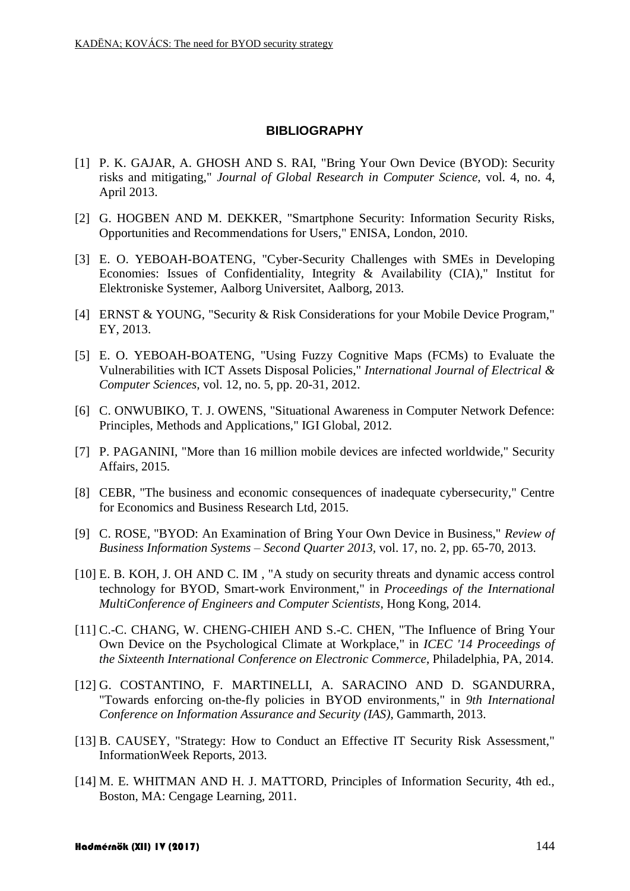## BIBLIOGRAPHY

[1] P. K. GAJAR, A. GHOSH AND S. RAI, "Bring Your Own Device (BYOD): Security risks and mitigating," *Journal of Global Research in Computer Science,* vol. 4, no. 4, April 2013.

[2] G. HOGBEN AND M. DEKKER, "Smartphone Security: Information Security Risks, Opportunities and Recommendations for Users," ENISA, London, 2010.

[3] E. O. YEBOAH-BOATENG, "Cyber-Security Challenges with SMEs in Developing Economies: Issues of Confidentiality, Integrity & Availability (CIA)," Institut for Elektroniske Systemer, Aalborg Universitet, Aalborg, 2013.

[4] ERNST & YOUNG, "Security & Risk Considerations for your Mobile Device Program," EY, 2013.

[5] E. O. YEBOAH-BOATENG, "Using Fuzzy Cognitive Maps (FCMs) to Evaluate the Vulnerabilities with ICT Assets Disposal Policies," *International Journal of Electrical & Computer Sciences,* vol. 12, no. 5, pp. 20-31, 2012.

[6] C. ONWUBIKO, T. J. OWENS, "Situational Awareness in Computer Network Defence: Principles, Methods and Applications," IGI Global, 2012.

[7] P. PAGANINI, "More than 16 million mobile devices are infected worldwide," Security Affairs, 2015.

[8] CEBR, "The business and economic consequences of inadequate cybersecurity," Centre for Economics and Business Research Ltd, 2015.

[9] C. ROSE, "BYOD: An Examination of Bring Your Own Device in Business," *Review of Business Information Systems – Second Quarter 2013,* vol. 17, no. 2, pp. 65-70, 2013.

[10] E. B. KOH, J. OH AND C. IM , "A study on security threats and dynamic access control technology for BYOD, Smart-work Environment," in *Proceedings of the International MultiConference of Engineers and Computer Scientists*, Hong Kong, 2014.

[11] C.-C. CHANG, W. CHENG-CHIEH AND S.-C. CHEN, "The Influence of Bring Your Own Device on the Psychological Climate at Workplace," in *ICEC '14 Proceedings of the Sixteenth International Conference on Electronic Commerce*, Philadelphia, PA, 2014.

[12] G. COSTANTINO, F. MARTINELLI, A. SARACINO AND D. SGANDURRA, "Towards enforcing on-the-fly policies in BYOD environments," in *9th International Conference on Information Assurance and Security (IAS)*, Gammarth, 2013.

[13] B. CAUSEY, "Strategy: How to Conduct an Effective IT Security Risk Assessment," InformationWeek Reports, 2013.

[14] M. E. WHITMAN AND H. J. MATTORD, Principles of Information Security, 4th ed., Boston, MA: Cengage Learning, 2011.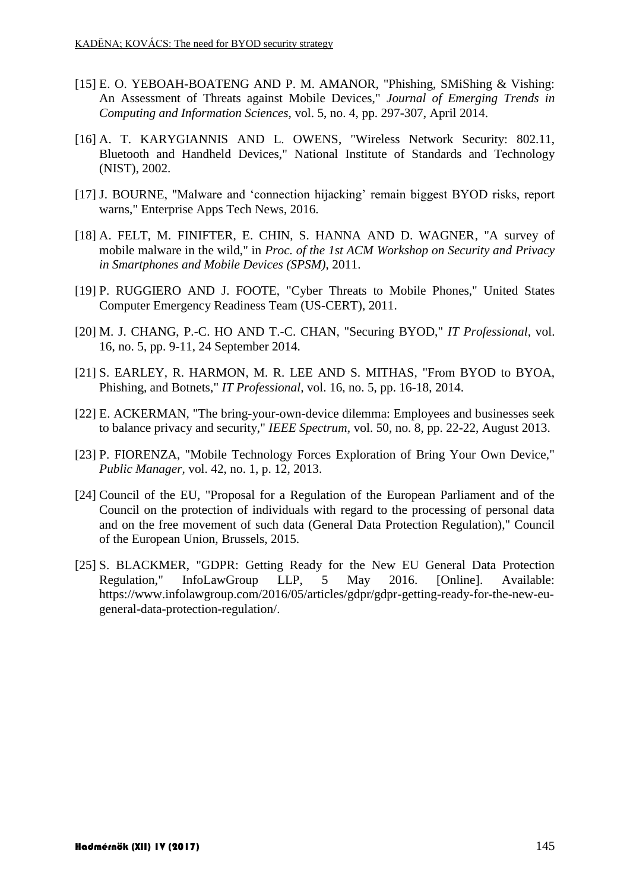[15] E. O. YEBOAH-BOATENG AND P. M. AMANOR, "Phishing, SMiShing & Vishing: An Assessment of Threats against Mobile Devices," *Journal of Emerging Trends in Computing and Information Sciences,* vol. 5, no. 4, pp. 297-307, April 2014.

[16] A. T. KARYGIANNIS AND L. OWENS, "Wireless Network Security: 802.11, Bluetooth and Handheld Devices," National Institute of Standards and Technology (NIST), 2002.

[17] J. BOURNE, "Malware and 'connection hijacking' remain biggest BYOD risks, report warns," Enterprise Apps Tech News, 2016.

[18] A. FELT, M. FINIFTER, E. CHIN, S. HANNA AND D. WAGNER, "A survey of mobile malware in the wild," in *Proc. of the 1st ACM Workshop on Security and Privacy in Smartphones and Mobile Devices (SPSM)*, 2011.

[19] P. RUGGIERO AND J. FOOTE, "Cyber Threats to Mobile Phones," United States Computer Emergency Readiness Team (US-CERT), 2011.

[20] M. J. CHANG, P.-C. HO AND T.-C. CHAN, "Securing BYOD," *IT Professional,* vol. 16, no. 5, pp. 9-11, 24 September 2014.

[21] S. EARLEY, R. HARMON, M. R. LEE AND S. MITHAS, "From BYOD to BYOA, Phishing, and Botnets," *IT Professional,* vol. 16, no. 5, pp. 16-18, 2014.

[22] E. ACKERMAN, "The bring-your-own-device dilemma: Employees and businesses seek to balance privacy and security," *IEEE Spectrum,* vol. 50, no. 8, pp. 22-22, August 2013.

[23] P. FIORENZA, "Mobile Technology Forces Exploration of Bring Your Own Device," *Public Manager,* vol. 42, no. 1, p. 12, 2013.

[24] Council of the EU, "Proposal for a Regulation of the European Parliament and of the Council on the protection of individuals with regard to the processing of personal data and on the free movement of such data (General Data Protection Regulation)," Council of the European Union, Brussels, 2015.

[25] S. BLACKMER, "GDPR: Getting Ready for the New EU General Data Protection Regulation," InfoLawGroup LLP, 5 May 2016. [Online]. Available: https://www.infolawgroup.com/2016/05/articles/gdpr/gdpr-getting-ready-for-the-new-eu-general-data-protection-regulation/.